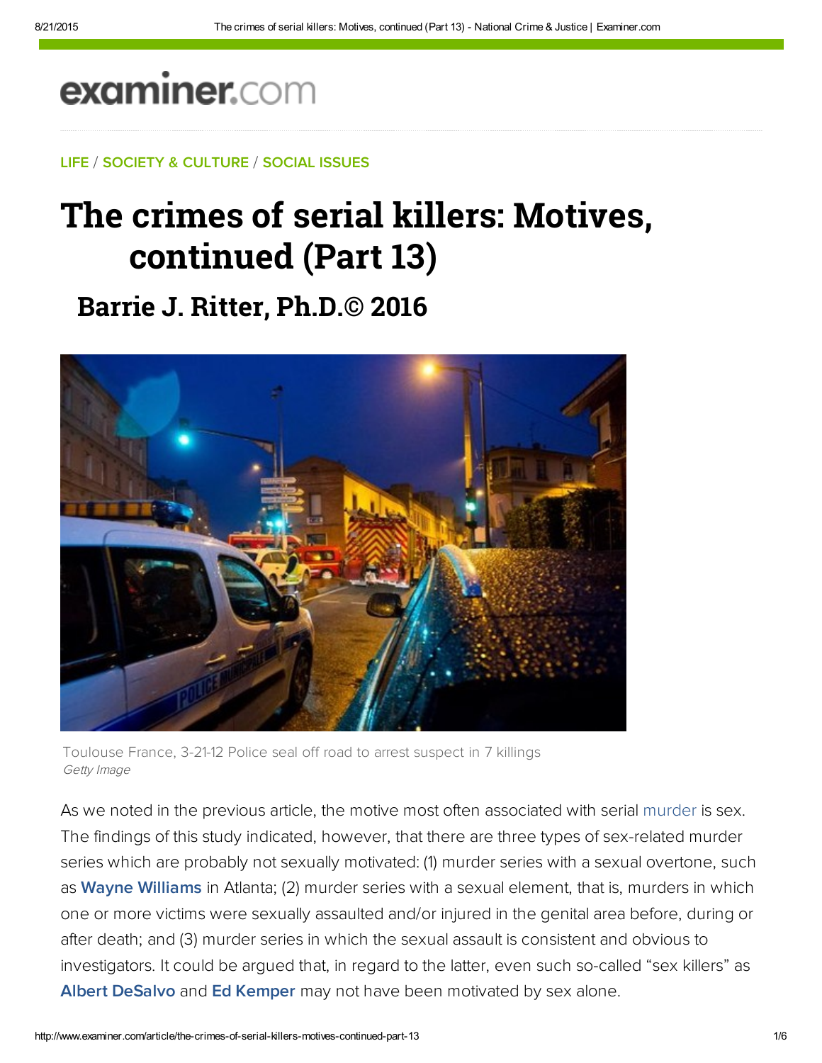examiner.com

LIFE / SOCIETY & CULTURE / SOCIAL ISSUES

# The crimes of serial killers: Motives, continued (Part 13)

## Barrie J. Ritter, Ph.D.© 2016

Toulouse France, 3-21-12 Police seal off road to arrest suspect in 7 killings
*Getty Image*

As we noted in the previous article, the motive most often associated with serial murder is sex. The findings of this study indicated, however, that there are three types of sex-related murder series which are probably not sexually motivated: (1) murder series with a sexual overtone, such as **Wayne Williams** in Atlanta; (2) murder series with a sexual element, that is, murders in which one or more victims were sexually assaulted and/or injured in the genital area before, during or after death; and (3) murder series in which the sexual assault is consistent and obvious to investigators. It could be argued that, in regard to the latter, even such so-called "sex killers" as **Albert DeSalvo** and **Ed Kemper** may not have been motivated by sex alone.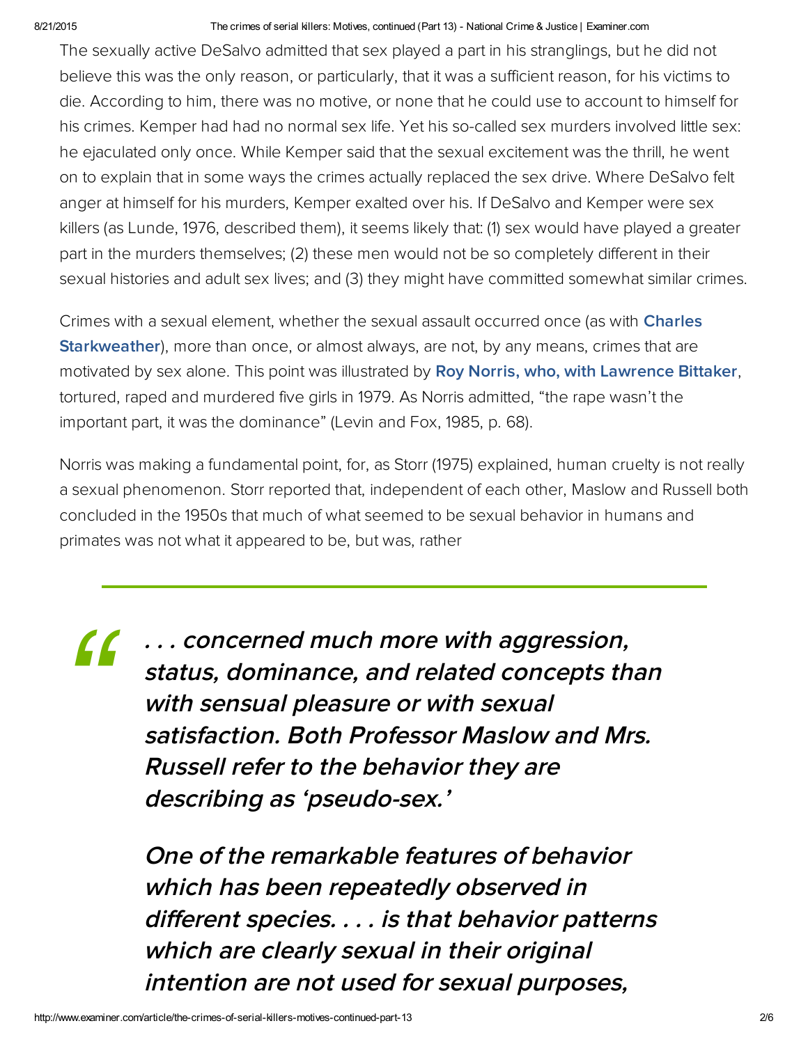The sexually active DeSalvo admitted that sex played a part in his stranglings, but he did not believe this was the only reason, or particularly, that it was a sufficient reason, for his victims to die. According to him, there was no motive, or none that he could use to account to himself for his crimes. Kemper had had no normal sex life. Yet his so-called sex murders involved little sex: he ejaculated only once. While Kemper said that the sexual excitement was the thrill, he went on to explain that in some ways the crimes actually replaced the sex drive. Where DeSalvo felt anger at himself for his murders, Kemper exalted over his. If DeSalvo and Kemper were sex killers (as Lunde, 1976, described them), it seems likely that: (1) sex would have played a greater part in the murders themselves; (2) these men would not be so completely different in their sexual histories and adult sex lives; and (3) they might have committed somewhat similar crimes.

Crimes with a sexual element, whether the sexual assault occurred once (as with **Charles Starkweather**), more than once, or almost always, are not, by any means, crimes that are motivated by sex alone. This point was illustrated by **Roy Norris, who, with Lawrence Bittaker**, tortured, raped and murdered five girls in 1979. As Norris admitted, "the rape wasn't the important part, it was the dominance" (Levin and Fox, 1985, p. 68).

Norris was making a fundamental point, for, as Storr (1975) explained, human cruelty is not really a sexual phenomenon. Storr reported that, independent of each other, Maslow and Russell both concluded in the 1950s that much of what seemed to be sexual behavior in humans and primates was not what it appeared to be, but was, rather

> ***. . . concerned much more with aggression, status, dominance, and related concepts than with sensual pleasure or with sexual satisfaction. Both Professor Maslow and Mrs. Russell refer to the behavior they are describing as 'pseudo-sex.'***
>
> ***One of the remarkable features of behavior which has been repeatedly observed in different species. . . . is that behavior patterns which are clearly sexual in their original intention are not used for sexual purposes,***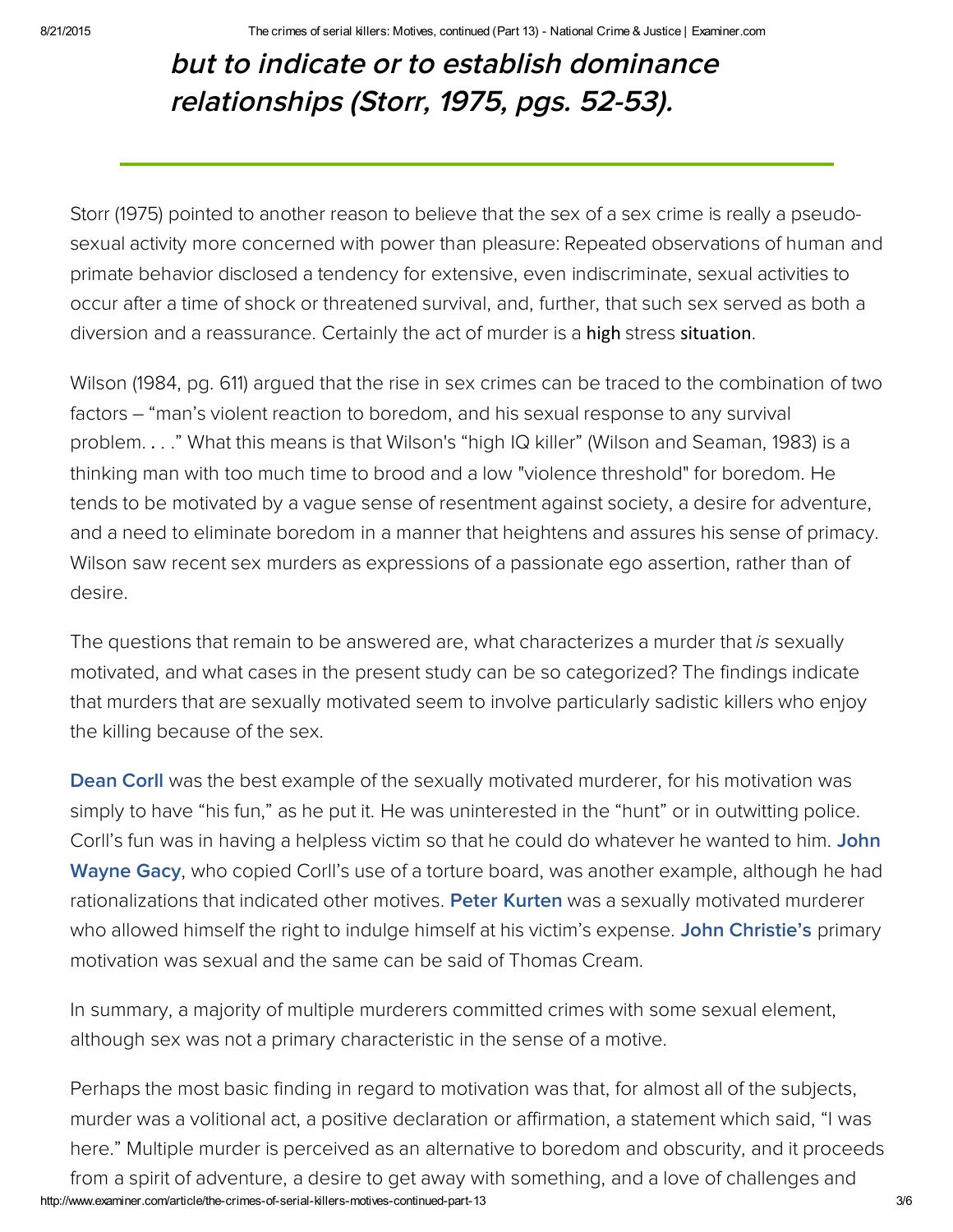**but to indicate or to establish dominance relationships (Storr, 1975, pgs. 52-53).**

---

Storr (1975) pointed to another reason to believe that the sex of a sex crime is really a pseudo-sexual activity more concerned with power than pleasure: Repeated observations of human and primate behavior disclosed a tendency for extensive, even indiscriminate, sexual activities to occur after a time of shock or threatened survival, and, further, that such sex served as both a diversion and a reassurance. Certainly the act of murder is a high stress situation.

Wilson (1984, pg. 611) argued that the rise in sex crimes can be traced to the combination of two factors – "man's violent reaction to boredom, and his sexual response to any survival problem. . . ." What this means is that Wilson's "high IQ killer" (Wilson and Seaman, 1983) is a thinking man with too much time to brood and a low "violence threshold" for boredom. He tends to be motivated by a vague sense of resentment against society, a desire for adventure, and a need to eliminate boredom in a manner that heightens and assures his sense of primacy. Wilson saw recent sex murders as expressions of a passionate ego assertion, rather than of desire.

The questions that remain to be answered are, what characterizes a murder that *is* sexually motivated, and what cases in the present study can be so categorized? The findings indicate that murders that are sexually motivated seem to involve particularly sadistic killers who enjoy the killing because of the sex.

**Dean Corll** was the best example of the sexually motivated murderer, for his motivation was simply to have "his fun," as he put it. He was uninterested in the "hunt" or in outwitting police. Corll's fun was in having a helpless victim so that he could do whatever he wanted to him. **John Wayne Gacy**, who copied Corll's use of a torture board, was another example, although he had rationalizations that indicated other motives. **Peter Kurten** was a sexually motivated murderer who allowed himself the right to indulge himself at his victim's expense. **John Christie's** primary motivation was sexual and the same can be said of Thomas Cream.

In summary, a majority of multiple murderers committed crimes with some sexual element, although sex was not a primary characteristic in the sense of a motive.

Perhaps the most basic finding in regard to motivation was that, for almost all of the subjects, murder was a volitional act, a positive declaration or affirmation, a statement which said, "I was here." Multiple murder is perceived as an alternative to boredom and obscurity, and it proceeds from a spirit of adventure, a desire to get away with something, and a love of challenges and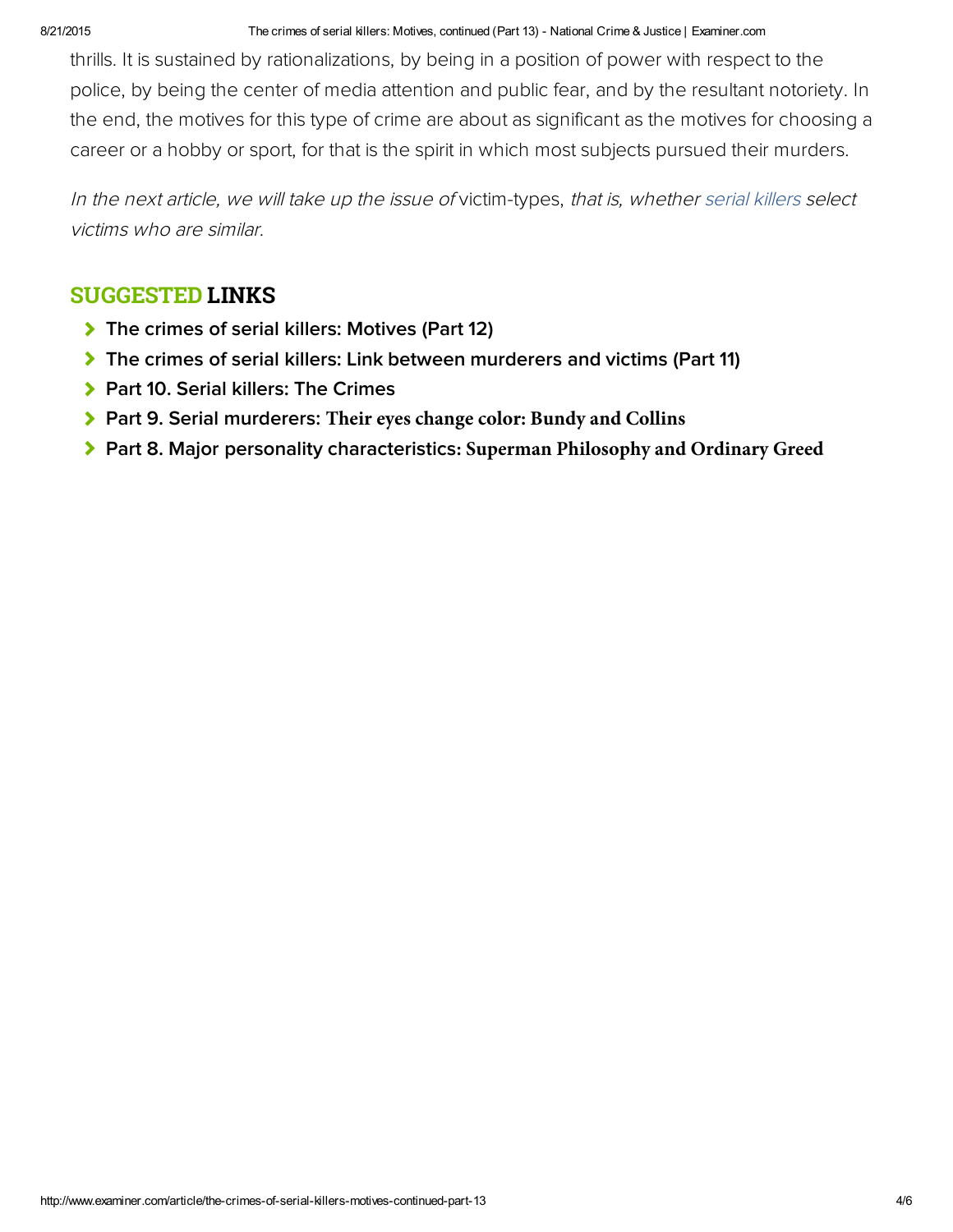thrills. It is sustained by rationalizations, by being in a position of power with respect to the police, by being the center of media attention and public fear, and by the resultant notoriety. In the end, the motives for this type of crime are about as significant as the motives for choosing a career or a hobby or sport, for that is the spirit in which most subjects pursued their murders.

*In the next article, we will take up the issue of* victim-types, *that is, whether* serial killers *select victims who are similar.*

## SUGGESTED LINKS

- **The crimes of serial killers: Motives (Part 12)**
- **The crimes of serial killers: Link between murderers and victims (Part 11)**
- **Part 10. Serial killers: The Crimes**
- **Part 9. Serial murderers: Their eyes change color: Bundy and Collins**
- **Part 8. Major personality characteristics: Superman Philosophy and Ordinary Greed**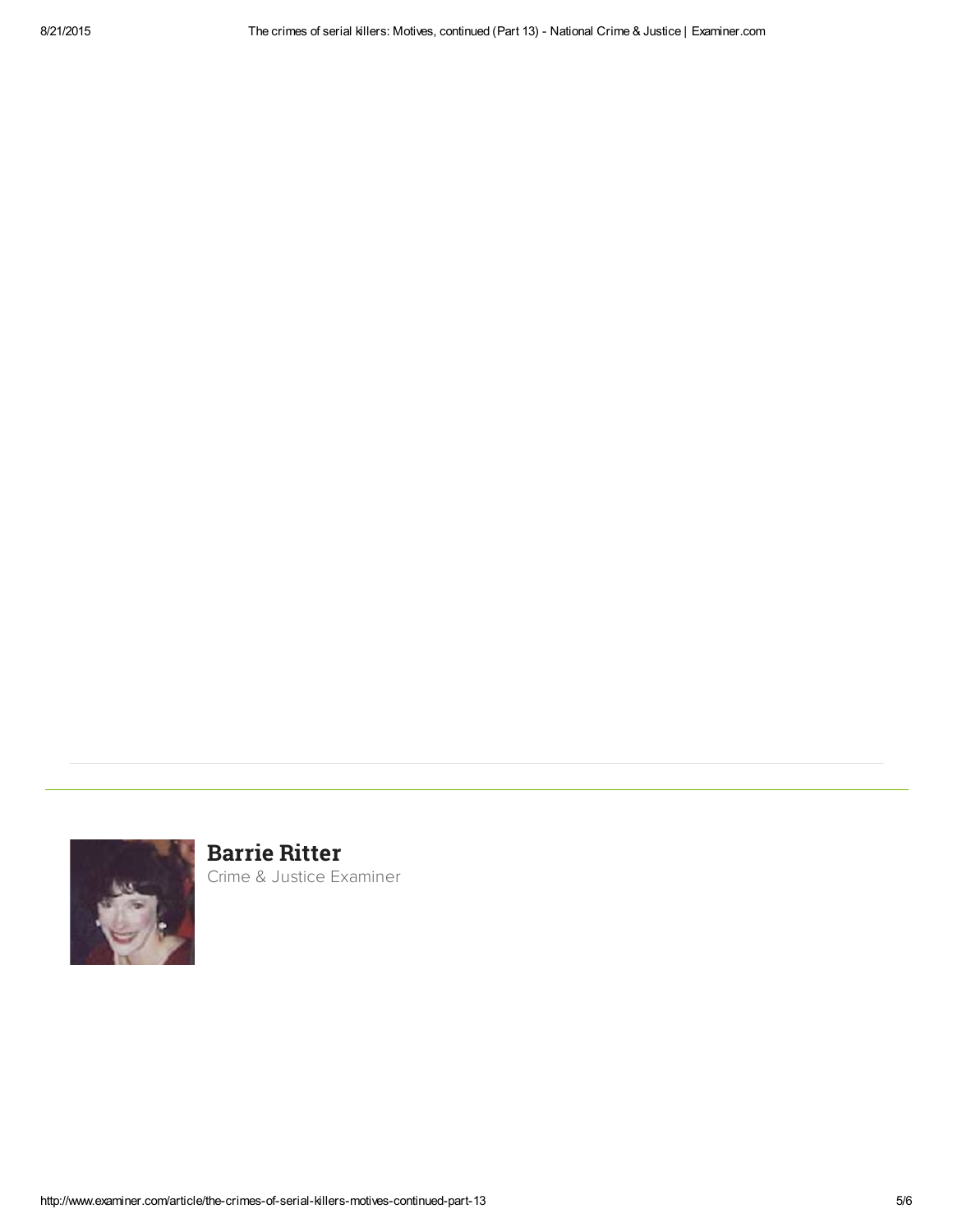**Barrie Ritter**

Crime & Justice Examiner